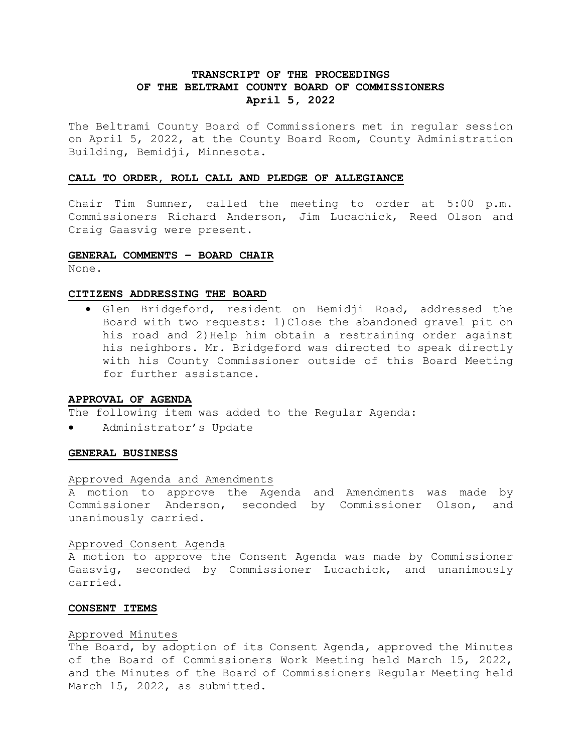# TRANSCRIPT OF THE PROCEEDINGS OF THE BELTRAMI COUNTY BOARD OF COMMISSIONERS April 5, 2022

The Beltrami County Board of Commissioners met in regular session on April 5, 2022, at the County Board Room, County Administration Building, Bemidji, Minnesota.

## CALL TO ORDER, ROLL CALL AND PLEDGE OF ALLEGIANCE

Chair Tim Sumner, called the meeting to order at 5:00 p.m. Commissioners Richard Anderson, Jim Lucachick, Reed Olson and Craig Gaasvig were present.

## GENERAL COMMENTS – BOARD CHAIR

None.

## CITIZENS ADDRESSING THE BOARD

- Glen Bridgeford, resident on Bemidji Road, addressed the Board with two requests: 1) Close the abandoned gravel pit on his road and 2) Help him obtain a restraining order against his neighbors. Mr. Bridgeford was directed to speak directly with his County Commissioner outside of this Board Meeting for further assistance.

## APPROVAL OF AGENDA

The following item was added to the Regular Agenda:

- Administrator's Update

## GENERAL BUSINESS

### Approved Agenda and Amendments

A motion to approve the Agenda and Amendments was made by Commissioner Anderson, seconded by Commissioner Olson, and unanimously carried.

### Approved Consent Agenda

A motion to approve the Consent Agenda was made by Commissioner Gaasvig, seconded by Commissioner Lucachick, and unanimously carried.

## CONSENT ITEMS

### Approved Minutes

The Board, by adoption of its Consent Agenda, approved the Minutes of the Board of Commissioners Work Meeting held March 15, 2022, and the Minutes of the Board of Commissioners Regular Meeting held March 15, 2022, as submitted.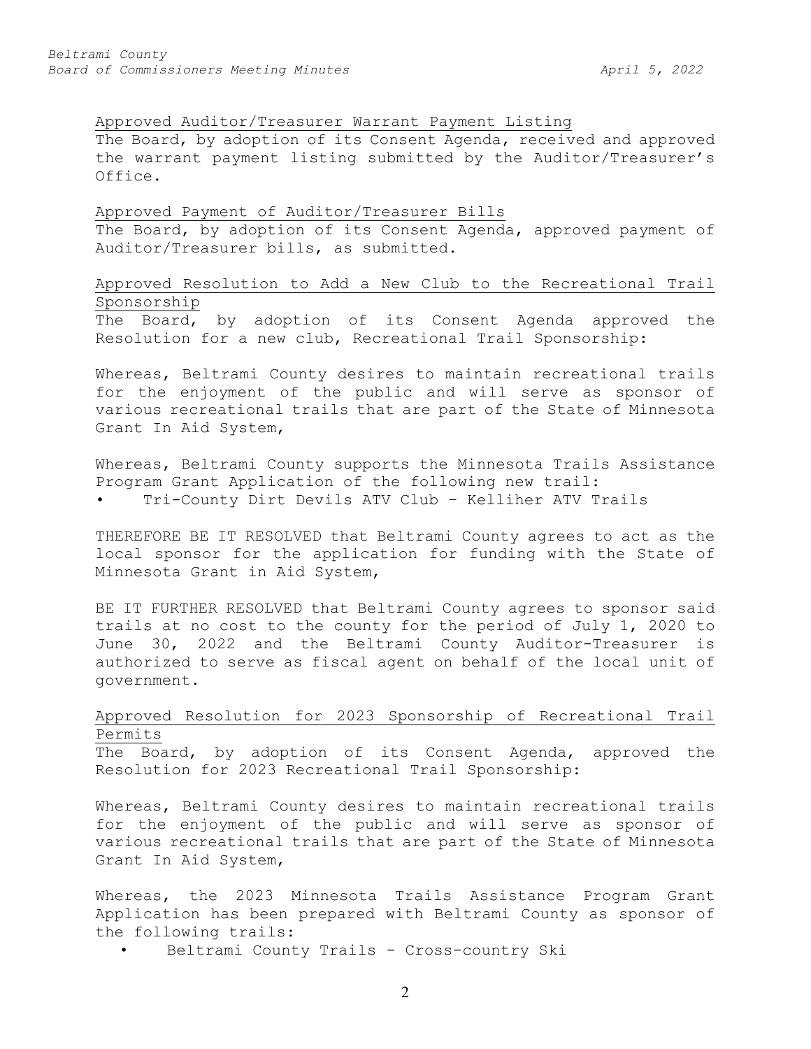Approved Auditor/Treasurer Warrant Payment Listing

The Board, by adoption of its Consent Agenda, received and approved the warrant payment listing submitted by the Auditor/Treasurer's Office.

Approved Payment of Auditor/Treasurer Bills

The Board, by adoption of its Consent Agenda, approved payment of Auditor/Treasurer bills, as submitted.

Approved Resolution to Add a New Club to the Recreational Trail Sponsorship

The Board, by adoption of its Consent Agenda approved the Resolution for a new club, Recreational Trail Sponsorship:

Whereas, Beltrami County desires to maintain recreational trails for the enjoyment of the public and will serve as sponsor of various recreational trails that are part of the State of Minnesota Grant In Aid System,

Whereas, Beltrami County supports the Minnesota Trails Assistance Program Grant Application of the following new trail:

- Tri-County Dirt Devils ATV Club – Kelliher ATV Trails

THEREFORE BE IT RESOLVED that Beltrami County agrees to act as the local sponsor for the application for funding with the State of Minnesota Grant in Aid System,

BE IT FURTHER RESOLVED that Beltrami County agrees to sponsor said trails at no cost to the county for the period of July 1, 2020 to June 30, 2022 and the Beltrami County Auditor-Treasurer is authorized to serve as fiscal agent on behalf of the local unit of government.

Approved Resolution for 2023 Sponsorship of Recreational Trail Permits

The Board, by adoption of its Consent Agenda, approved the Resolution for 2023 Recreational Trail Sponsorship:

Whereas, Beltrami County desires to maintain recreational trails for the enjoyment of the public and will serve as sponsor of various recreational trails that are part of the State of Minnesota Grant In Aid System,

Whereas, the 2023 Minnesota Trails Assistance Program Grant Application has been prepared with Beltrami County as sponsor of the following trails:

- Beltrami County Trails - Cross-country Ski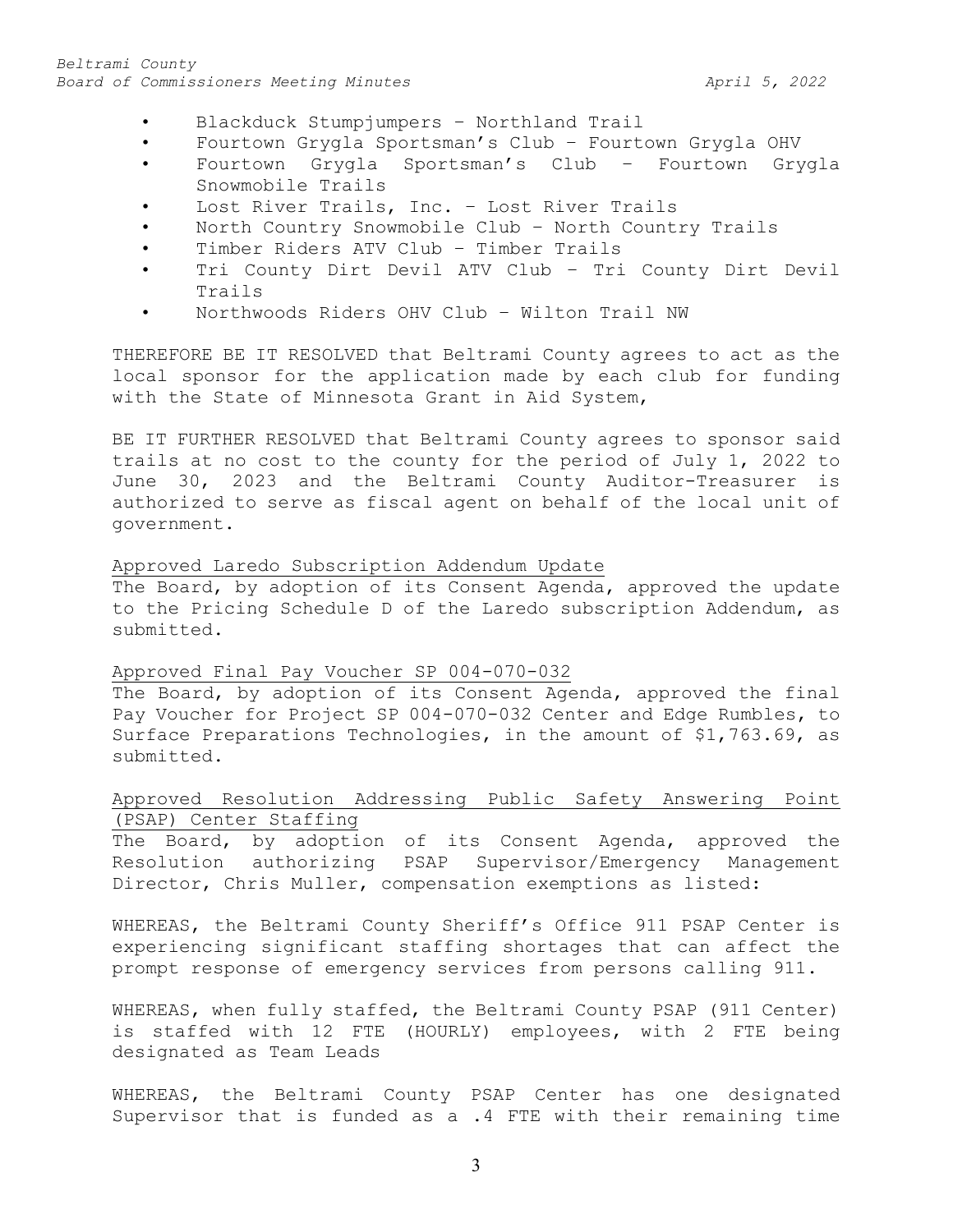- Blackduck Stumpjumpers – Northland Trail
- Fourtown Grygla Sportsman's Club – Fourtown Grygla OHV
- Fourtown Grygla Sportsman's Club – Fourtown Grygla Snowmobile Trails
- Lost River Trails, Inc. – Lost River Trails
- North Country Snowmobile Club – North Country Trails
- Timber Riders ATV Club – Timber Trails
- Tri County Dirt Devil ATV Club – Tri County Dirt Devil Trails
- Northwoods Riders OHV Club – Wilton Trail NW

THEREFORE BE IT RESOLVED that Beltrami County agrees to act as the local sponsor for the application made by each club for funding with the State of Minnesota Grant in Aid System,

BE IT FURTHER RESOLVED that Beltrami County agrees to sponsor said trails at no cost to the county for the period of July 1, 2022 to June 30, 2023 and the Beltrami County Auditor-Treasurer is authorized to serve as fiscal agent on behalf of the local unit of government.

<u>Approved Laredo Subscription Addendum Update</u>

The Board, by adoption of its Consent Agenda, approved the update to the Pricing Schedule D of the Laredo subscription Addendum, as submitted.

<u>Approved Final Pay Voucher SP 004-070-032</u>

The Board, by adoption of its Consent Agenda, approved the final Pay Voucher for Project SP 004-070-032 Center and Edge Rumbles, to Surface Preparations Technologies, in the amount of $1,763.69, as submitted.

<u>Approved Resolution Addressing Public Safety Answering Point (PSAP) Center Staffing</u>

The Board, by adoption of its Consent Agenda, approved the Resolution authorizing PSAP Supervisor/Emergency Management Director, Chris Muller, compensation exemptions as listed:

WHEREAS, the Beltrami County Sheriff's Office 911 PSAP Center is experiencing significant staffing shortages that can affect the prompt response of emergency services from persons calling 911.

WHEREAS, when fully staffed, the Beltrami County PSAP (911 Center) is staffed with 12 FTE (HOURLY) employees, with 2 FTE being designated as Team Leads

WHEREAS, the Beltrami County PSAP Center has one designated Supervisor that is funded as a .4 FTE with their remaining time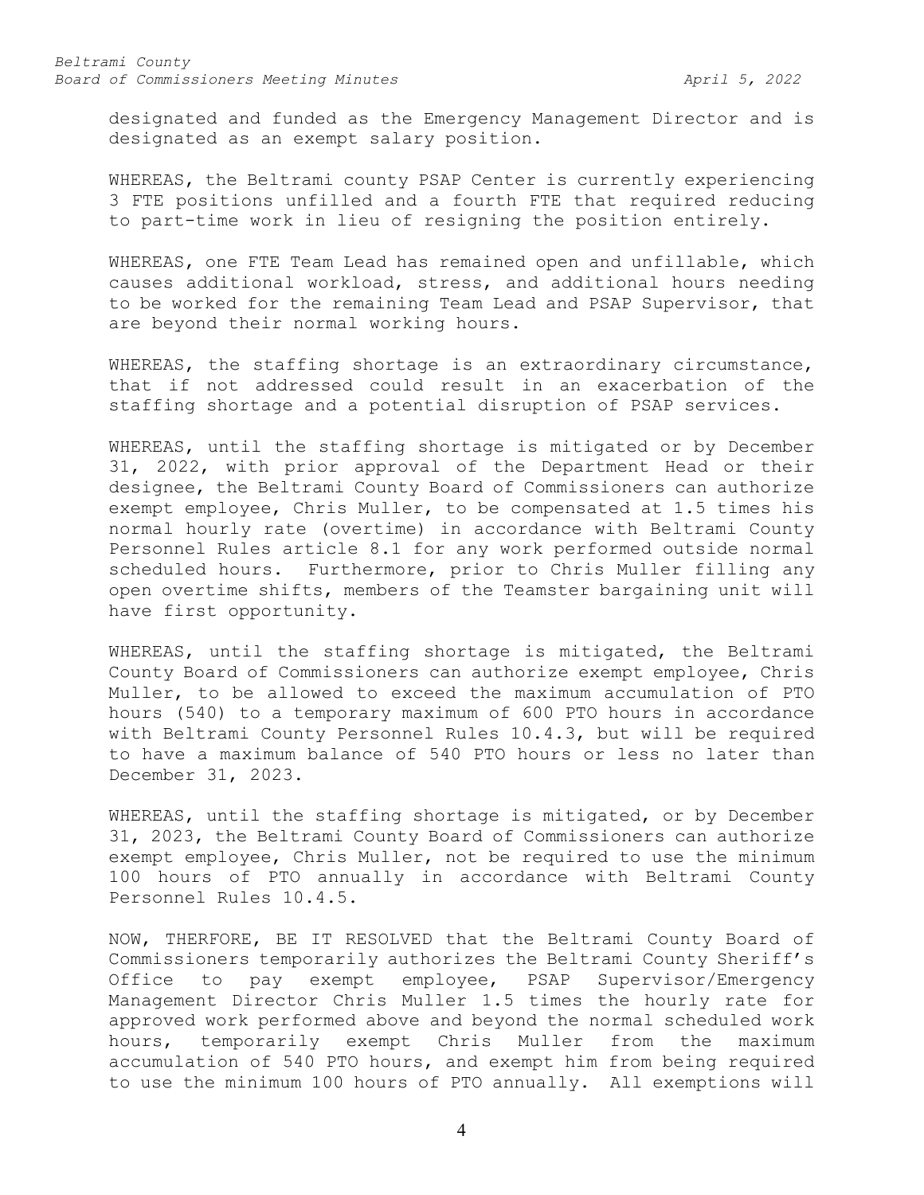designated and funded as the Emergency Management Director and is designated as an exempt salary position.

WHEREAS, the Beltrami county PSAP Center is currently experiencing 3 FTE positions unfilled and a fourth FTE that required reducing to part-time work in lieu of resigning the position entirely.

WHEREAS, one FTE Team Lead has remained open and unfillable, which causes additional workload, stress, and additional hours needing to be worked for the remaining Team Lead and PSAP Supervisor, that are beyond their normal working hours.

WHEREAS, the staffing shortage is an extraordinary circumstance, that if not addressed could result in an exacerbation of the staffing shortage and a potential disruption of PSAP services.

WHEREAS, until the staffing shortage is mitigated or by December 31, 2022, with prior approval of the Department Head or their designee, the Beltrami County Board of Commissioners can authorize exempt employee, Chris Muller, to be compensated at 1.5 times his normal hourly rate (overtime) in accordance with Beltrami County Personnel Rules article 8.1 for any work performed outside normal scheduled hours. Furthermore, prior to Chris Muller filling any open overtime shifts, members of the Teamster bargaining unit will have first opportunity.

WHEREAS, until the staffing shortage is mitigated, the Beltrami County Board of Commissioners can authorize exempt employee, Chris Muller, to be allowed to exceed the maximum accumulation of PTO hours (540) to a temporary maximum of 600 PTO hours in accordance with Beltrami County Personnel Rules 10.4.3, but will be required to have a maximum balance of 540 PTO hours or less no later than December 31, 2023.

WHEREAS, until the staffing shortage is mitigated, or by December 31, 2023, the Beltrami County Board of Commissioners can authorize exempt employee, Chris Muller, not be required to use the minimum 100 hours of PTO annually in accordance with Beltrami County Personnel Rules 10.4.5.

NOW, THERFORE, BE IT RESOLVED that the Beltrami County Board of Commissioners temporarily authorizes the Beltrami County Sheriff's Office to pay exempt employee, PSAP Supervisor/Emergency Management Director Chris Muller 1.5 times the hourly rate for approved work performed above and beyond the normal scheduled work hours, temporarily exempt Chris Muller from the maximum accumulation of 540 PTO hours, and exempt him from being required to use the minimum 100 hours of PTO annually. All exemptions will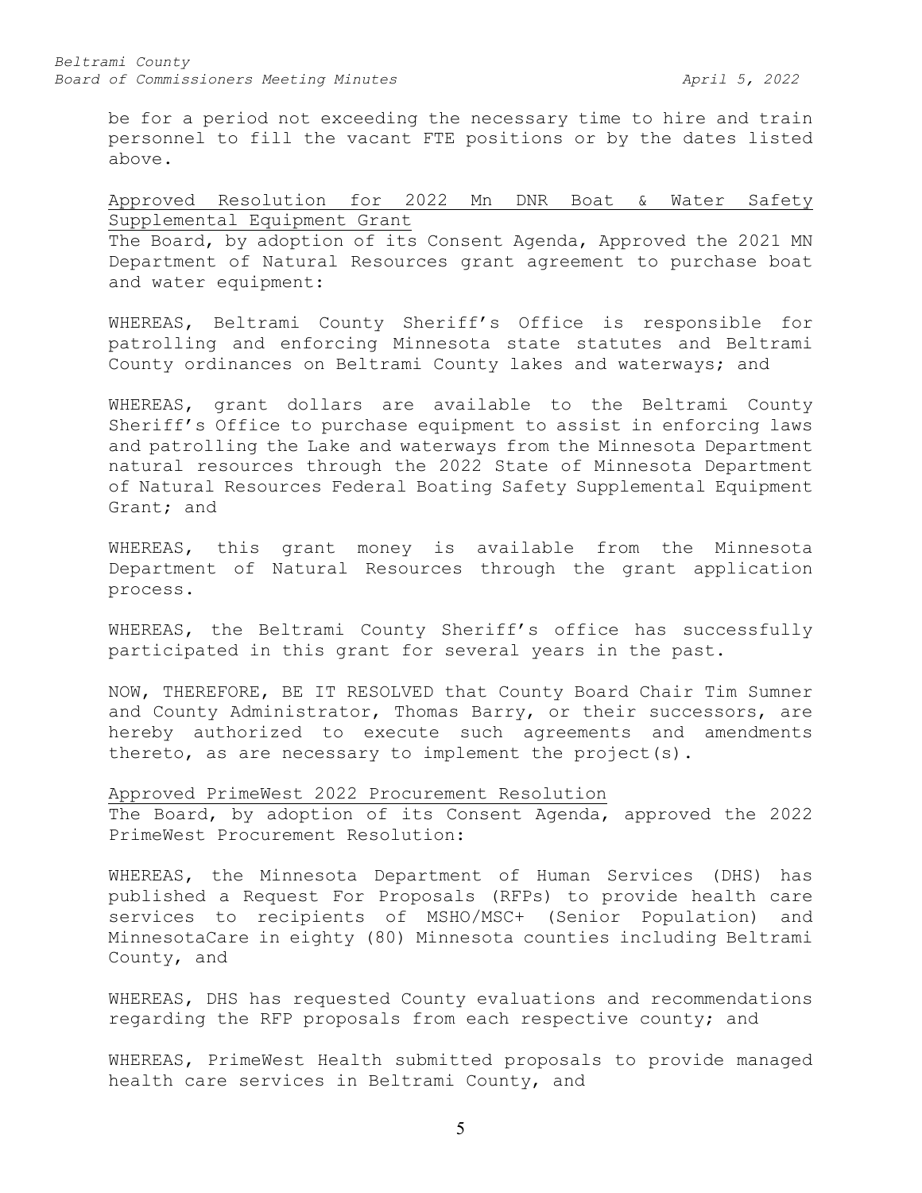be for a period not exceeding the necessary time to hire and train personnel to fill the vacant FTE positions or by the dates listed above.

Approved Resolution for 2022 Mn DNR Boat & Water Safety Supplemental Equipment Grant

The Board, by adoption of its Consent Agenda, Approved the 2021 MN Department of Natural Resources grant agreement to purchase boat and water equipment:

WHEREAS, Beltrami County Sheriff's Office is responsible for patrolling and enforcing Minnesota state statutes and Beltrami County ordinances on Beltrami County lakes and waterways; and

WHEREAS, grant dollars are available to the Beltrami County Sheriff's Office to purchase equipment to assist in enforcing laws and patrolling the Lake and waterways from the Minnesota Department natural resources through the 2022 State of Minnesota Department of Natural Resources Federal Boating Safety Supplemental Equipment Grant; and

WHEREAS, this grant money is available from the Minnesota Department of Natural Resources through the grant application process.

WHEREAS, the Beltrami County Sheriff's office has successfully participated in this grant for several years in the past.

NOW, THEREFORE, BE IT RESOLVED that County Board Chair Tim Sumner and County Administrator, Thomas Barry, or their successors, are hereby authorized to execute such agreements and amendments thereto, as are necessary to implement the project(s).

Approved PrimeWest 2022 Procurement Resolution

The Board, by adoption of its Consent Agenda, approved the 2022 PrimeWest Procurement Resolution:

WHEREAS, the Minnesota Department of Human Services (DHS) has published a Request For Proposals (RFPs) to provide health care services to recipients of MSHO/MSC+ (Senior Population) and MinnesotaCare in eighty (80) Minnesota counties including Beltrami County, and

WHEREAS, DHS has requested County evaluations and recommendations regarding the RFP proposals from each respective county; and

WHEREAS, PrimeWest Health submitted proposals to provide managed health care services in Beltrami County, and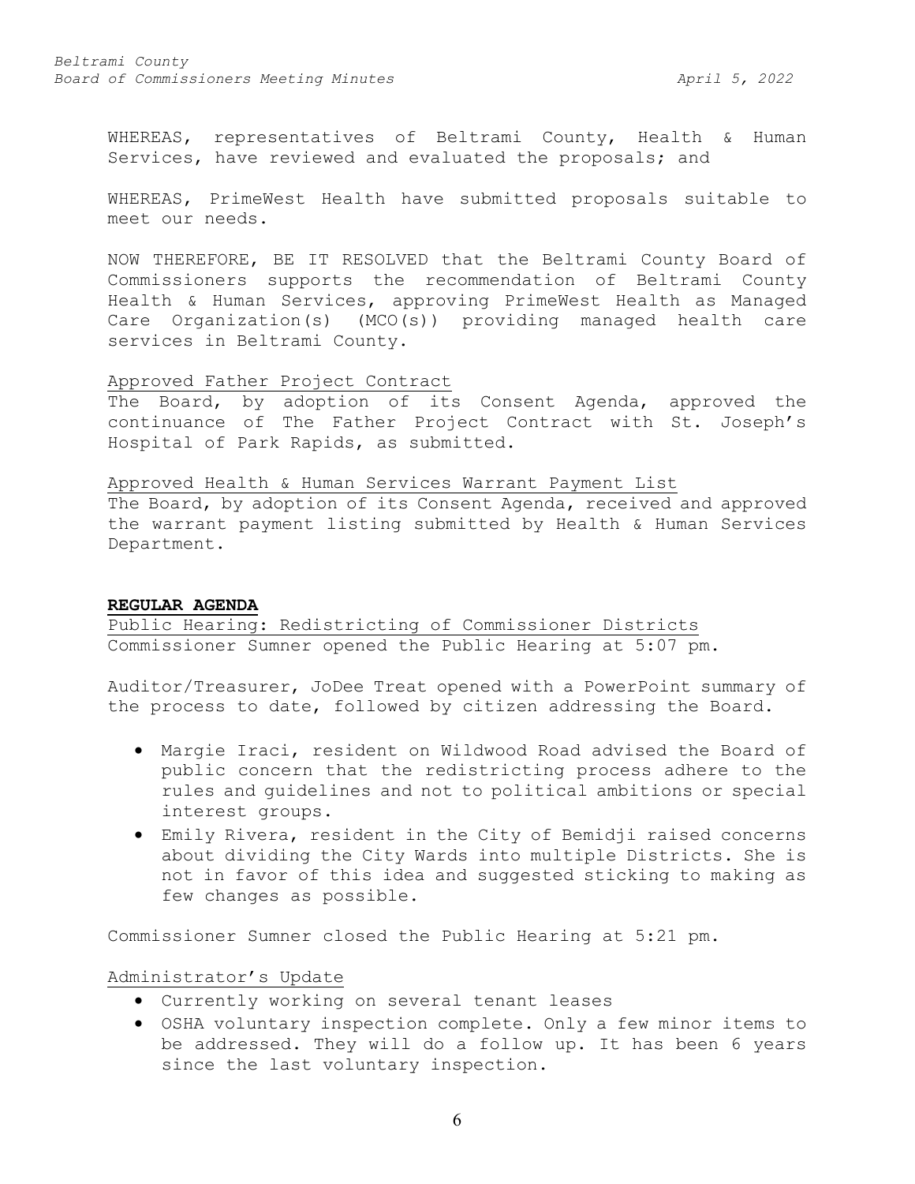WHEREAS, representatives of Beltrami County, Health & Human Services, have reviewed and evaluated the proposals; and

WHEREAS, PrimeWest Health have submitted proposals suitable to meet our needs.

NOW THEREFORE, BE IT RESOLVED that the Beltrami County Board of Commissioners supports the recommendation of Beltrami County Health & Human Services, approving PrimeWest Health as Managed Care Organization(s) (MCO(s)) providing managed health care services in Beltrami County.

<u>Approved Father Project Contract</u>
The Board, by adoption of its Consent Agenda, approved the continuance of The Father Project Contract with St. Joseph's Hospital of Park Rapids, as submitted.

<u>Approved Health & Human Services Warrant Payment List</u>
The Board, by adoption of its Consent Agenda, received and approved the warrant payment listing submitted by Health & Human Services Department.

**REGULAR AGENDA**

<u>Public Hearing: Redistricting of Commissioner Districts</u>
Commissioner Sumner opened the Public Hearing at 5:07 pm.

Auditor/Treasurer, JoDee Treat opened with a PowerPoint summary of the process to date, followed by citizen addressing the Board.

- Margie Iraci, resident on Wildwood Road advised the Board of public concern that the redistricting process adhere to the rules and guidelines and not to political ambitions or special interest groups.
- Emily Rivera, resident in the City of Bemidji raised concerns about dividing the City Wards into multiple Districts. She is not in favor of this idea and suggested sticking to making as few changes as possible.

Commissioner Sumner closed the Public Hearing at 5:21 pm.

<u>Administrator's Update</u>

- Currently working on several tenant leases
- OSHA voluntary inspection complete. Only a few minor items to be addressed. They will do a follow up. It has been 6 years since the last voluntary inspection.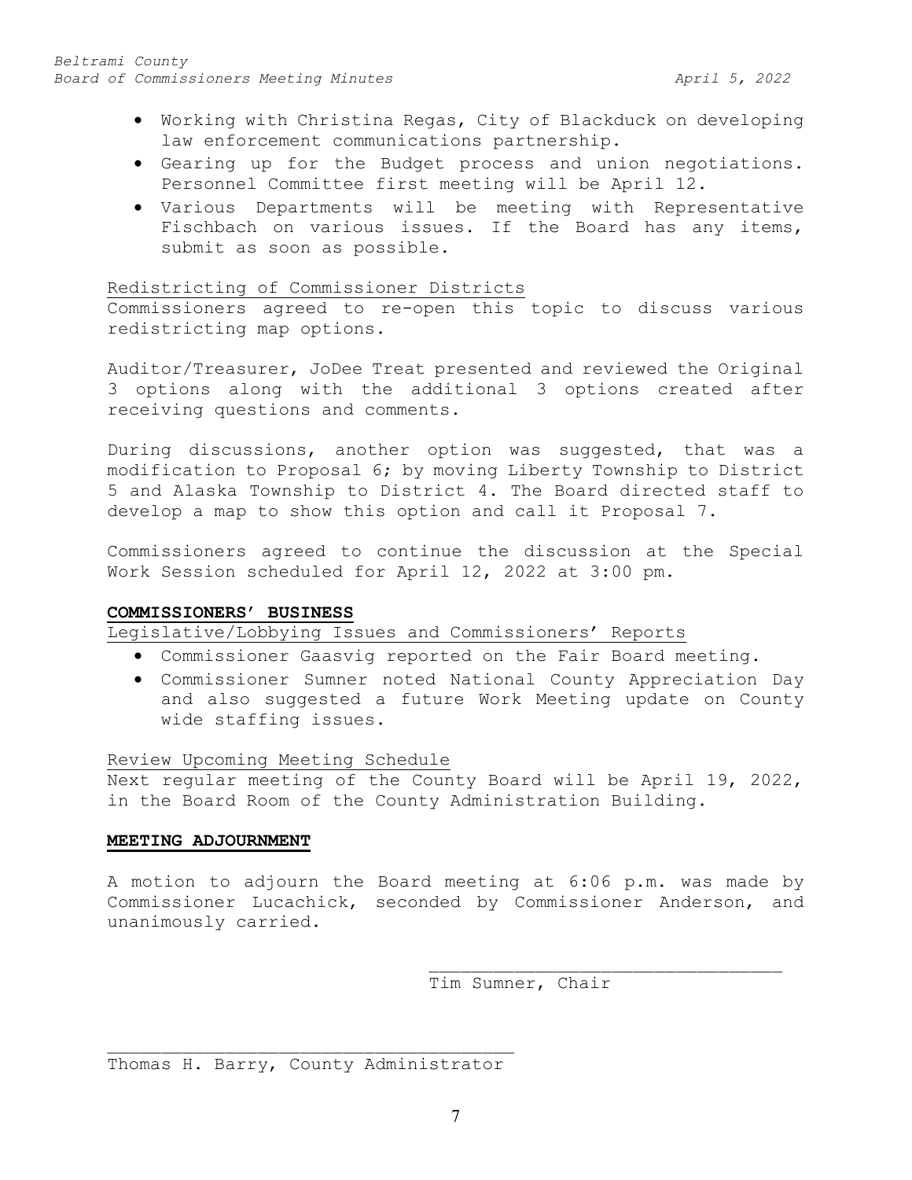- Working with Christina Regas, City of Blackduck on developing law enforcement communications partnership.
- Gearing up for the Budget process and union negotiations. Personnel Committee first meeting will be April 12.
- Various Departments will be meeting with Representative Fischbach on various issues. If the Board has any items, submit as soon as possible.

Redistricting of Commissioner Districts

Commissioners agreed to re-open this topic to discuss various redistricting map options.

Auditor/Treasurer, JoDee Treat presented and reviewed the Original 3 options along with the additional 3 options created after receiving questions and comments.

During discussions, another option was suggested, that was a modification to Proposal 6; by moving Liberty Township to District 5 and Alaska Township to District 4. The Board directed staff to develop a map to show this option and call it Proposal 7.

Commissioners agreed to continue the discussion at the Special Work Session scheduled for April 12, 2022 at 3:00 pm.

**COMMISSIONERS' BUSINESS**

Legislative/Lobbying Issues and Commissioners' Reports

- Commissioner Gaasvig reported on the Fair Board meeting.
- Commissioner Sumner noted National County Appreciation Day and also suggested a future Work Meeting update on County wide staffing issues.

Review Upcoming Meeting Schedule

Next regular meeting of the County Board will be April 19, 2022, in the Board Room of the County Administration Building.

**MEETING ADJOURNMENT**

A motion to adjourn the Board meeting at 6:06 p.m. was made by Commissioner Lucachick, seconded by Commissioner Anderson, and unanimously carried.

\_\_\_\_\_\_\_\_\_\_\_\_\_\_\_\_\_\_\_\_\_\_\_\_\_\_\_\_\_\_\_\_\_\_\_

Tim Sumner, Chair

\_\_\_\_\_\_\_\_\_\_\_\_\_\_\_\_\_\_\_\_\_\_\_\_\_\_\_\_\_\_\_\_\_\_\_\_\_\_\_\_

Thomas H. Barry, County Administrator